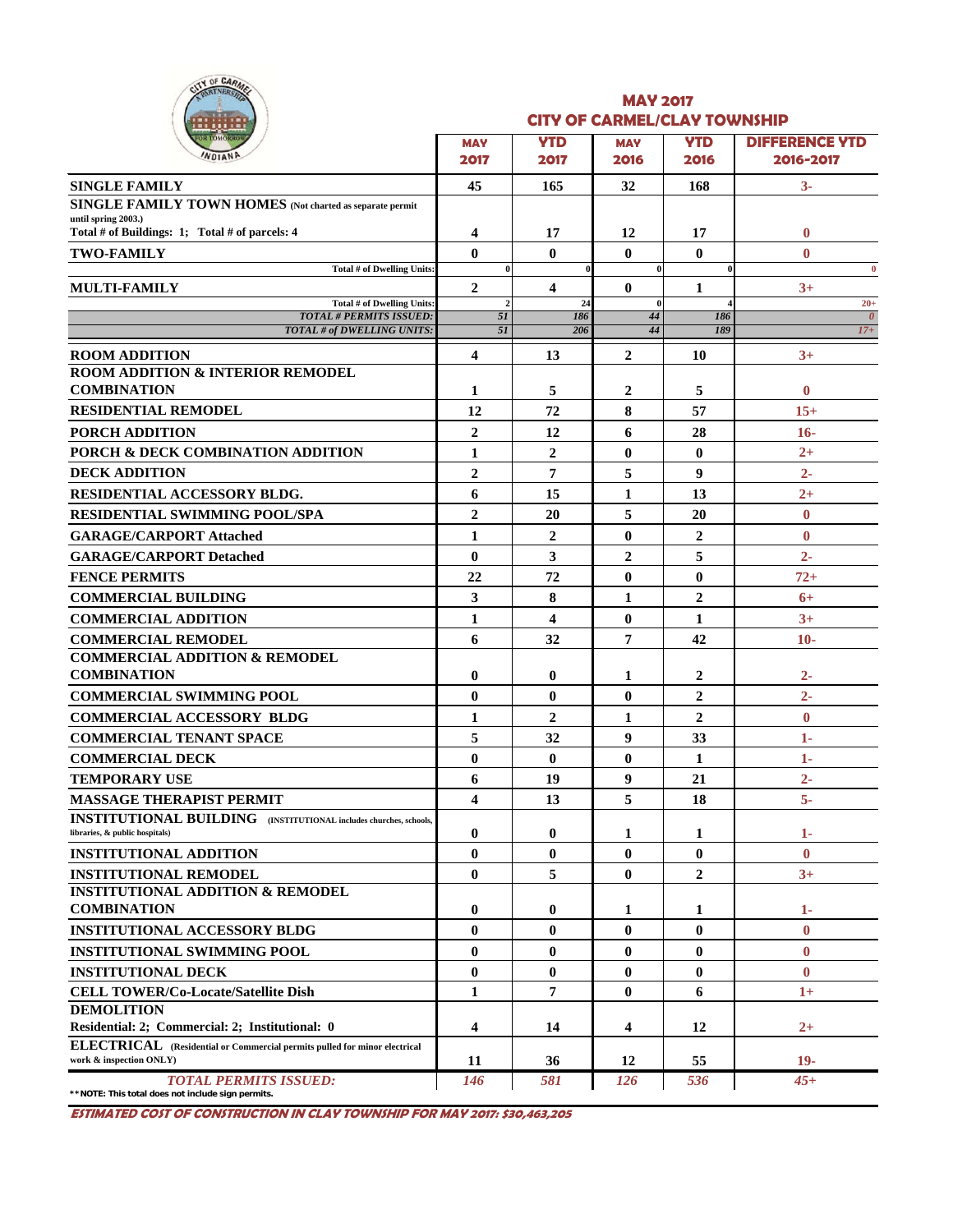# MAY 2017
## CITY OF CARMEL/CLAY TOWNSHIP

| | MAY 2017 | YTD 2017 | MAY 2016 | YTD 2016 | DIFFERENCE YTD 2016-2017 |
|---|---|---|---|---|---|
| **SINGLE FAMILY** | 45 | 165 | 32 | 168 | 3- |
| **SINGLE FAMILY TOWN HOMES** (Not charted as separate permit until spring 2003.) Total # of Buildings: 1; Total # of parcels: 4 | 4 | 17 | 12 | 17 | 0 |
| **TWO-FAMILY** | 0 | 0 | 0 | 0 | 0 |
| Total # of Dwelling Units: | 0 | 0 | 0 | 0 | 0 |
| **MULTI-FAMILY** | 2 | 4 | 0 | 1 | 3+ |
| Total # of Dwelling Units: | 2 | 24 | 0 | 4 | 20+ |
| *TOTAL # PERMITS ISSUED:* | *51* | *186* | *44* | *186* | *0* |
| *TOTAL # of DWELLING UNITS:* | *51* | *206* | *44* | *189* | *17+* |
| **ROOM ADDITION** | 4 | 13 | 2 | 10 | 3+ |
| **ROOM ADDITION & INTERIOR REMODEL COMBINATION** | 1 | 5 | 2 | 5 | 0 |
| **RESIDENTIAL REMODEL** | 12 | 72 | 8 | 57 | 15+ |
| **PORCH ADDITION** | 2 | 12 | 6 | 28 | 16- |
| **PORCH & DECK COMBINATION ADDITION** | 1 | 2 | 0 | 0 | 2+ |
| **DECK ADDITION** | 2 | 7 | 5 | 9 | 2- |
| **RESIDENTIAL ACCESSORY BLDG.** | 6 | 15 | 1 | 13 | 2+ |
| **RESIDENTIAL SWIMMING POOL/SPA** | 2 | 20 | 5 | 20 | 0 |
| **GARAGE/CARPORT Attached** | 1 | 2 | 0 | 2 | 0 |
| **GARAGE/CARPORT Detached** | 0 | 3 | 2 | 5 | 2- |
| **FENCE PERMITS** | 22 | 72 | 0 | 0 | 72+ |
| **COMMERCIAL BUILDING** | 3 | 8 | 1 | 2 | 6+ |
| **COMMERCIAL ADDITION** | 1 | 4 | 0 | 1 | 3+ |
| **COMMERCIAL REMODEL** | 6 | 32 | 7 | 42 | 10- |
| **COMMERCIAL ADDITION & REMODEL COMBINATION** | 0 | 0 | 1 | 2 | 2- |
| **COMMERCIAL SWIMMING POOL** | 0 | 0 | 0 | 2 | 2- |
| **COMMERCIAL ACCESSORY BLDG** | 1 | 2 | 1 | 2 | 0 |
| **COMMERCIAL TENANT SPACE** | 5 | 32 | 9 | 33 | 1- |
| **COMMERCIAL DECK** | 0 | 0 | 0 | 1 | 1- |
| **TEMPORARY USE** | 6 | 19 | 9 | 21 | 2- |
| **MASSAGE THERAPIST PERMIT** | 4 | 13 | 5 | 18 | 5- |
| **INSTITUTIONAL BUILDING** (INSTITUTIONAL includes churches, schools, libraries, & public hospitals) | 0 | 0 | 1 | 1 | 1- |
| **INSTITUTIONAL ADDITION** | 0 | 0 | 0 | 0 | 0 |
| **INSTITUTIONAL REMODEL** | 0 | 5 | 0 | 2 | 3+ |
| **INSTITUTIONAL ADDITION & REMODEL COMBINATION** | 0 | 0 | 1 | 1 | 1- |
| **INSTITUTIONAL ACCESSORY BLDG** | 0 | 0 | 0 | 0 | 0 |
| **INSTITUTIONAL SWIMMING POOL** | 0 | 0 | 0 | 0 | 0 |
| **INSTITUTIONAL DECK** | 0 | 0 | 0 | 0 | 0 |
| **CELL TOWER/Co-Locate/Satellite Dish** | 1 | 7 | 0 | 6 | 1+ |
| **DEMOLITION** Residential: 2; Commercial: 2; Institutional: 0 | 4 | 14 | 4 | 12 | 2+ |
| **ELECTRICAL** (Residential or Commercial permits pulled for minor electrical work & inspection ONLY) | 11 | 36 | 12 | 55 | 19- |
| *TOTAL PERMITS ISSUED:* | *146* | *581* | *126* | *536* | *45+* |

**NOTE: This total does not include sign permits.

***ESTIMATED COST OF CONSTRUCTION IN CLAY TOWNSHIP FOR MAY 2017: $30,463,205***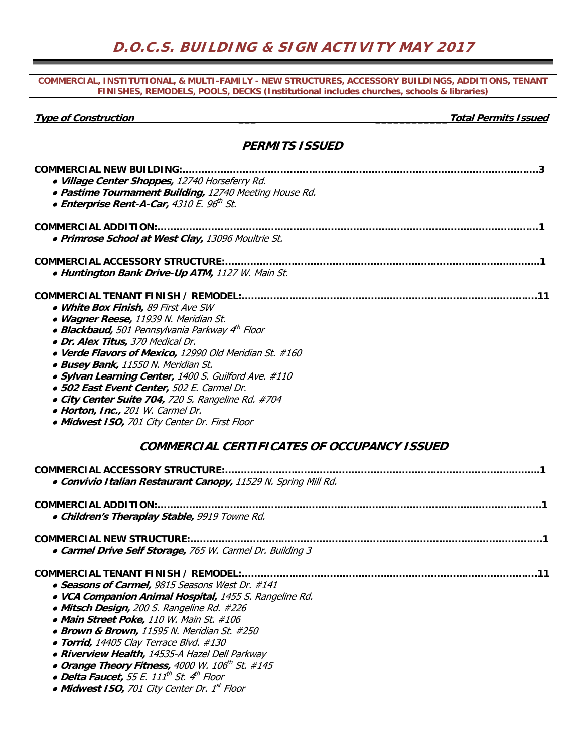# D.O.C.S. BUILDING & SIGN ACTIVITY MAY 2017

**COMMERCIAL, INSTITUTIONAL, & MULTI-FAMILY - NEW STRUCTURES, ACCESSORY BUILDINGS, ADDITIONS, TENANT FINISHES, REMODELS, POOLS, DECKS (Institutional includes churches, schools & libraries)**

***Type of Construction*** — ***Total Permits Issued***

## *PERMITS ISSUED*

**COMMERCIAL NEW BUILDING:**.......................................................................................................3

- ***Village Center Shoppes,*** *12740 Horseferry Rd.*
- ***Pastime Tournament Building,*** *12740 Meeting House Rd.*
- ***Enterprise Rent-A-Car,*** *4310 E. 96th St.*

**COMMERCIAL ADDITION:**.............................................................................................................1

- ***Primrose School at West Clay,*** *13096 Moultrie St.*

**COMMERCIAL ACCESSORY STRUCTURE:**.....................................................................................1

- ***Huntington Bank Drive-Up ATM,*** *1127 W. Main St.*

**COMMERCIAL TENANT FINISH / REMODEL:**...............................................................................11

- ***White Box Finish,*** *89 First Ave SW*
- ***Wagner Reese,*** *11939 N. Meridian St.*
- ***Blackbaud,*** *501 Pennsylvania Parkway 4th Floor*
- ***Dr. Alex Titus,*** *370 Medical Dr.*
- ***Verde Flavors of Mexico,*** *12990 Old Meridian St. #160*
- ***Busey Bank,*** *11550 N. Meridian St.*
- ***Sylvan Learning Center,*** *1400 S. Guilford Ave. #110*
- ***502 East Event Center,*** *502 E. Carmel Dr.*
- ***City Center Suite 704,*** *720 S. Rangeline Rd. #704*
- ***Horton, Inc.,*** *201 W. Carmel Dr.*
- ***Midwest ISO,*** *701 City Center Dr. First Floor*

## *COMMERCIAL CERTIFICATES OF OCCUPANCY ISSUED*

**COMMERCIAL ACCESSORY STRUCTURE:**.....................................................................................1

- ***Convivio Italian Restaurant Canopy,*** *11529 N. Spring Mill Rd.*

**COMMERCIAL ADDITION:**.............................................................................................................1

- ***Children's Theraplay Stable,*** *9919 Towne Rd.*

**COMMERCIAL NEW STRUCTURE:**.................................................................................................1

- ***Carmel Drive Self Storage,*** *765 W. Carmel Dr. Building 3*

**COMMERCIAL TENANT FINISH / REMODEL:**...............................................................................11

- ***Seasons of Carmel,*** *9815 Seasons West Dr. #141*
- ***VCA Companion Animal Hospital,*** *1455 S. Rangeline Rd.*
- ***Mitsch Design,*** *200 S. Rangeline Rd. #226*
- ***Main Street Poke,*** *110 W. Main St. #106*
- ***Brown & Brown,*** *11595 N. Meridian St. #250*
- ***Torrid,*** *14405 Clay Terrace Blvd. #130*
- ***Riverview Health,*** *14535-A Hazel Dell Parkway*
- ***Orange Theory Fitness,*** *4000 W. 106th St. #145*
- ***Delta Faucet,*** *55 E. 111th St. 4th Floor*
- ***Midwest ISO,*** *701 City Center Dr. 1st Floor*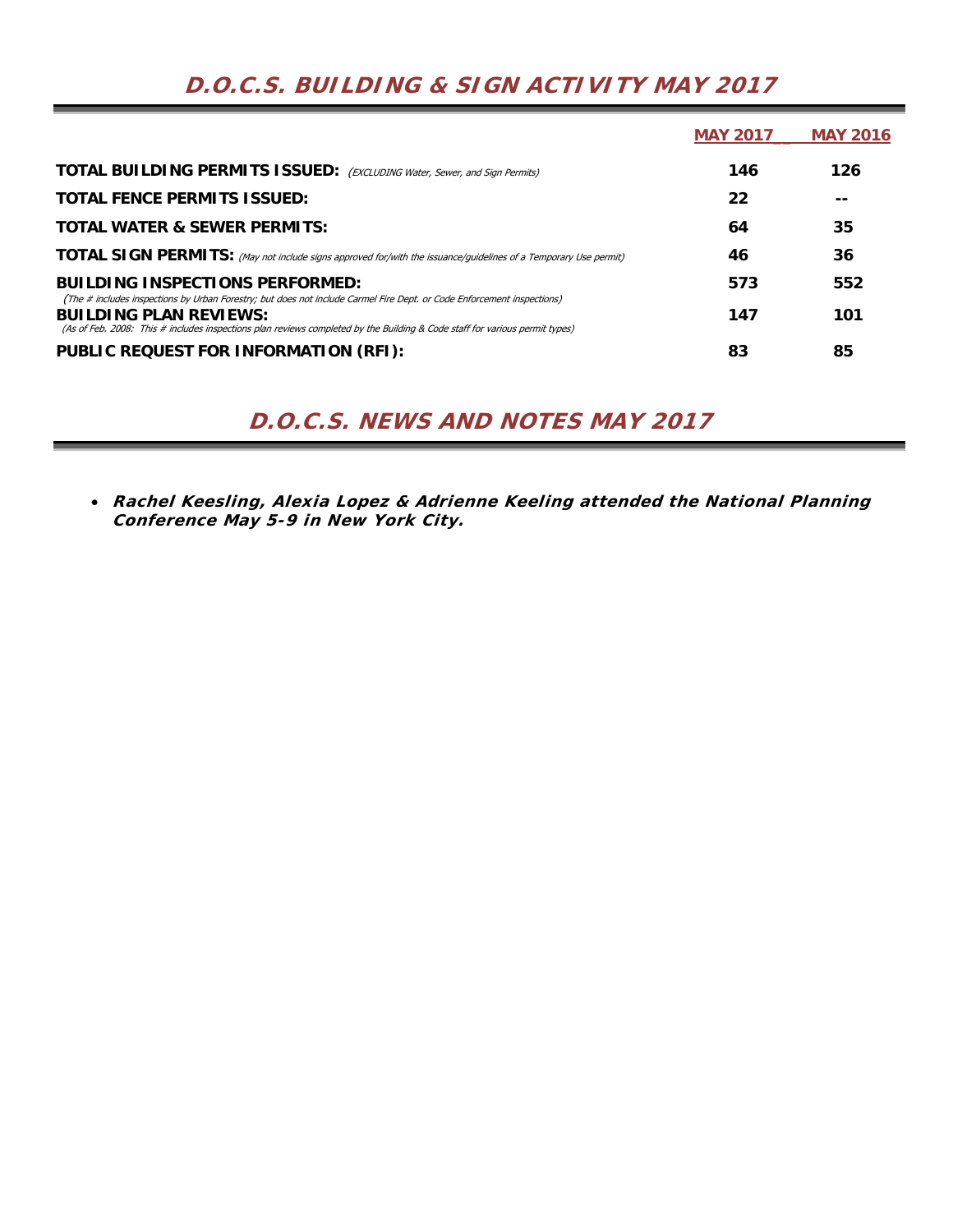# *D.O.C.S. BUILDING & SIGN ACTIVITY MAY 2017*

| | MAY 2017 | MAY 2016 |
|---|---|---|
| **TOTAL BUILDING PERMITS ISSUED:** *(EXCLUDING Water, Sewer, and Sign Permits)* | **146** | **126** |
| **TOTAL FENCE PERMITS ISSUED:** | **22** | **--** |
| **TOTAL WATER & SEWER PERMITS:** | **64** | **35** |
| **TOTAL SIGN PERMITS:** *(May not include signs approved for/with the issuance/guidelines of a Temporary Use permit)* | **46** | **36** |
| **BUILDING INSPECTIONS PERFORMED:** *(The # includes inspections by Urban Forestry; but does not include Carmel Fire Dept. or Code Enforcement inspections)* | **573** | **552** |
| **BUILDING PLAN REVIEWS:** *(As of Feb. 2008: This # includes inspections plan reviews completed by the Building & Code staff for various permit types)* | **147** | **101** |
| **PUBLIC REQUEST FOR INFORMATION (RFI):** | **83** | **85** |

# *D.O.C.S. NEWS AND NOTES MAY 2017*

- ***Rachel Keesling, Alexia Lopez & Adrienne Keeling attended the National Planning Conference May 5-9 in New York City.***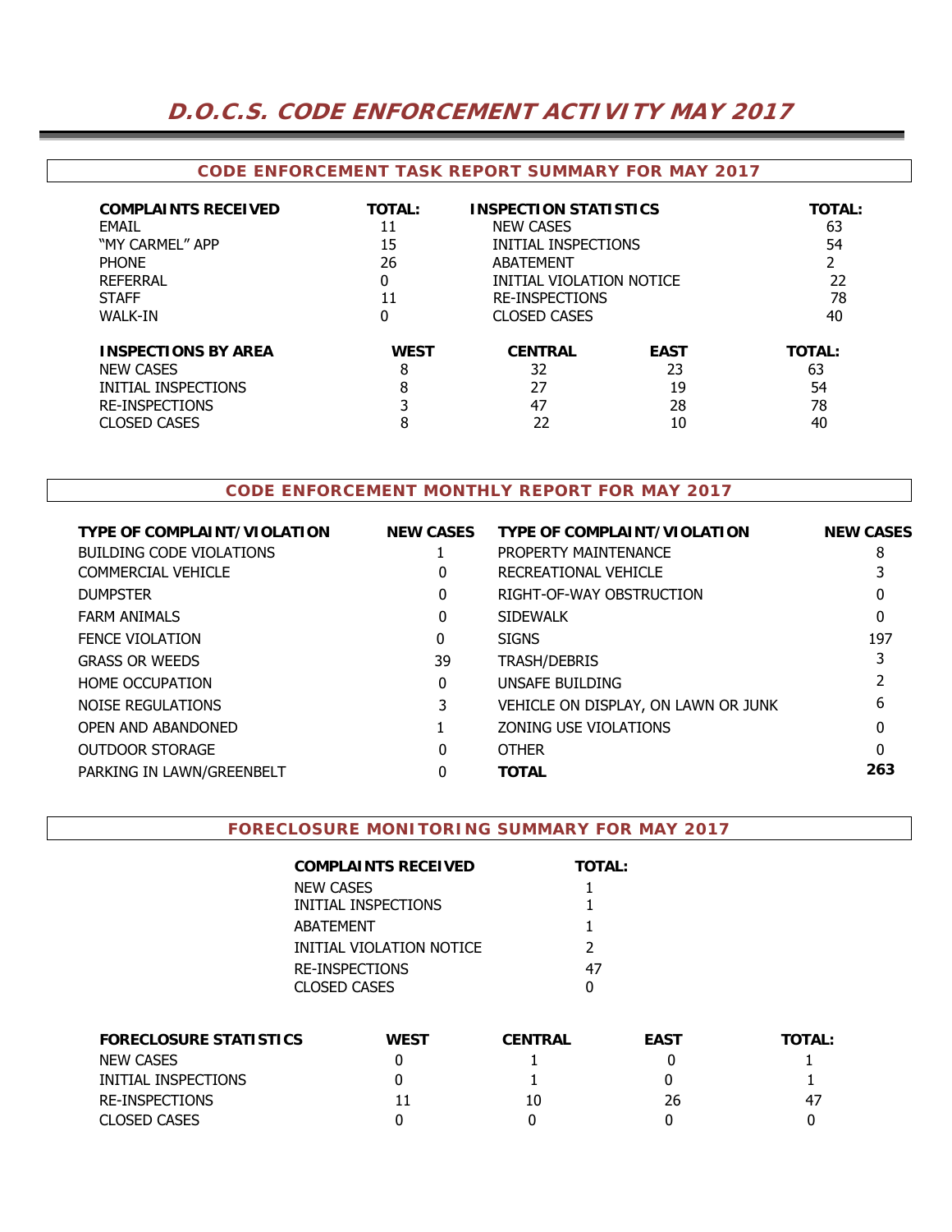# D.O.C.S. CODE ENFORCEMENT ACTIVITY MAY 2017

## CODE ENFORCEMENT TASK REPORT SUMMARY FOR MAY 2017

| COMPLAINTS RECEIVED | TOTAL: | INSPECTION STATISTICS | TOTAL: |
|---|---|---|---|
| EMAIL | 11 | NEW CASES | 63 |
| "MY CARMEL" APP | 15 | INITIAL INSPECTIONS | 54 |
| PHONE | 26 | ABATEMENT | 2 |
| REFERRAL | 0 | INITIAL VIOLATION NOTICE | 22 |
| STAFF | 11 | RE-INSPECTIONS | 78 |
| WALK-IN | 0 | CLOSED CASES | 40 |

| INSPECTIONS BY AREA | WEST | CENTRAL | EAST | TOTAL: |
|---|---|---|---|---|
| NEW CASES | 8 | 32 | 23 | 63 |
| INITIAL INSPECTIONS | 8 | 27 | 19 | 54 |
| RE-INSPECTIONS | 3 | 47 | 28 | 78 |
| CLOSED CASES | 8 | 22 | 10 | 40 |

## CODE ENFORCEMENT MONTHLY REPORT FOR MAY 2017

| TYPE OF COMPLAINT/VIOLATION | NEW CASES | TYPE OF COMPLAINT/VIOLATION | NEW CASES |
|---|---|---|---|
| BUILDING CODE VIOLATIONS | 1 | PROPERTY MAINTENANCE | 8 |
| COMMERCIAL VEHICLE | 0 | RECREATIONAL VEHICLE | 3 |
| DUMPSTER | 0 | RIGHT-OF-WAY OBSTRUCTION | 0 |
| FARM ANIMALS | 0 | SIDEWALK | 0 |
| FENCE VIOLATION | 0 | SIGNS | 197 |
| GRASS OR WEEDS | 39 | TRASH/DEBRIS | 3 |
| HOME OCCUPATION | 0 | UNSAFE BUILDING | 2 |
| NOISE REGULATIONS | 3 | VEHICLE ON DISPLAY, ON LAWN OR JUNK | 6 |
| OPEN AND ABANDONED | 1 | ZONING USE VIOLATIONS | 0 |
| OUTDOOR STORAGE | 0 | OTHER | 0 |
| PARKING IN LAWN/GREENBELT | 0 | **TOTAL** | **263** |

## FORECLOSURE MONITORING SUMMARY FOR MAY 2017

| COMPLAINTS RECEIVED | TOTAL: |
|---|---|
| NEW CASES | 1 |
| INITIAL INSPECTIONS | 1 |
| ABATEMENT | 1 |
| INITIAL VIOLATION NOTICE | 2 |
| RE-INSPECTIONS | 47 |
| CLOSED CASES | 0 |

| FORECLOSURE STATISTICS | WEST | CENTRAL | EAST | TOTAL: |
|---|---|---|---|---|
| NEW CASES | 0 | 1 | 0 | 1 |
| INITIAL INSPECTIONS | 0 | 1 | 0 | 1 |
| RE-INSPECTIONS | 11 | 10 | 26 | 47 |
| CLOSED CASES | 0 | 0 | 0 | 0 |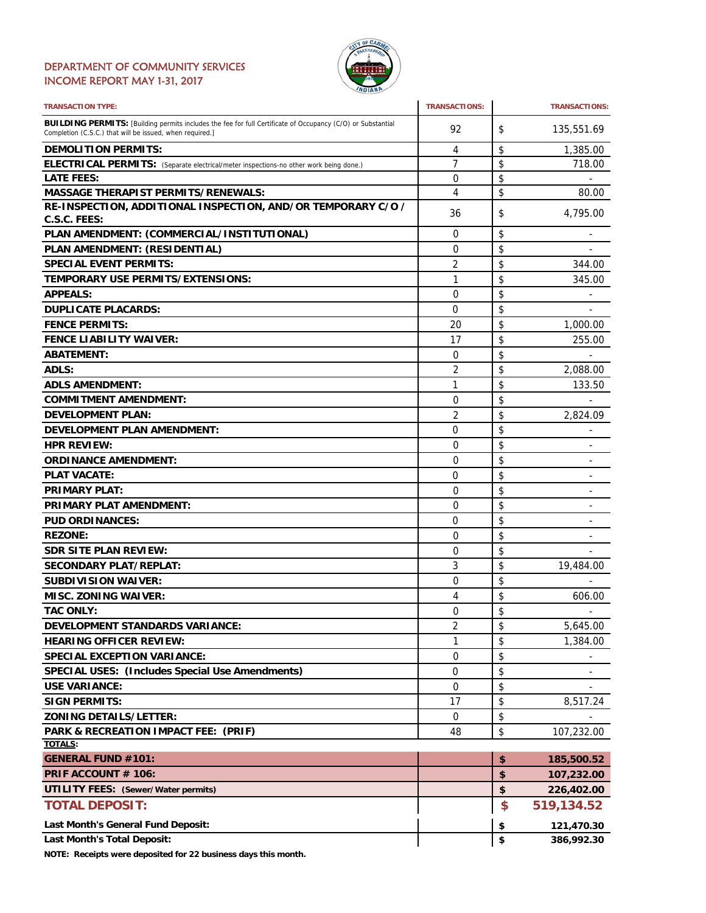# DEPARTMENT OF COMMUNITY SERVICES
## INCOME REPORT MAY 1-31, 2017

| TRANSACTION TYPE: | TRANSACTIONS: | TRANSACTIONS: |
|---|---|---|
| **BUILDING PERMITS:** [Building permits includes the fee for full Certificate of Occupancy (C/O) or Substantial Completion (C.S.C.) that will be issued, when required.] | 92 | $ 135,551.69 |
| **DEMOLITION PERMITS:** | 4 | $ 1,385.00 |
| **ELECTRICAL PERMITS:** (Separate electrical/meter inspections-no other work being done.) | 7 | $ 718.00 |
| **LATE FEES:** | 0 | $ - |
| **MASSAGE THERAPIST PERMITS/RENEWALS:** | 4 | $ 80.00 |
| **RE-INSPECTION, ADDITIONAL INSPECTION, AND/OR TEMPORARY C/O / C.S.C. FEES:** | 36 | $ 4,795.00 |
| **PLAN AMENDMENT: (COMMERCIAL/INSTITUTIONAL)** | 0 | $ - |
| **PLAN AMENDMENT: (RESIDENTIAL)** | 0 | $ - |
| **SPECIAL EVENT PERMITS:** | 2 | $ 344.00 |
| **TEMPORARY USE PERMITS/EXTENSIONS:** | 1 | $ 345.00 |
| **APPEALS:** | 0 | $ - |
| **DUPLICATE PLACARDS:** | 0 | $ - |
| **FENCE PERMITS:** | 20 | $ 1,000.00 |
| **FENCE LIABILITY WAIVER:** | 17 | $ 255.00 |
| **ABATEMENT:** | 0 | $ - |
| **ADLS:** | 2 | $ 2,088.00 |
| **ADLS AMENDMENT:** | 1 | $ 133.50 |
| **COMMITMENT AMENDMENT:** | 0 | $ - |
| **DEVELOPMENT PLAN:** | 2 | $ 2,824.09 |
| **DEVELOPMENT PLAN AMENDMENT:** | 0 | $ - |
| **HPR REVIEW:** | 0 | $ - |
| **ORDINANCE AMENDMENT:** | 0 | $ - |
| **PLAT VACATE:** | 0 | $ - |
| **PRIMARY PLAT:** | 0 | $ - |
| **PRIMARY PLAT AMENDMENT:** | 0 | $ - |
| **PUD ORDINANCES:** | 0 | $ - |
| **REZONE:** | 0 | $ - |
| **SDR SITE PLAN REVIEW:** | 0 | $ - |
| **SECONDARY PLAT/REPLAT:** | 3 | $ 19,484.00 |
| **SUBDIVISION WAIVER:** | 0 | $ - |
| **MISC. ZONING WAIVER:** | 4 | $ 606.00 |
| **TAC ONLY:** | 0 | $ - |
| **DEVELOPMENT STANDARDS VARIANCE:** | 2 | $ 5,645.00 |
| **HEARING OFFICER REVIEW:** | 1 | $ 1,384.00 |
| **SPECIAL EXCEPTION VARIANCE:** | 0 | $ - |
| **SPECIAL USES: (Includes Special Use Amendments)** | 0 | $ - |
| **USE VARIANCE:** | 0 | $ - |
| **SIGN PERMITS:** | 17 | $ 8,517.24 |
| **ZONING DETAILS/LETTER:** | 0 | $ - |
| **PARK & RECREATION IMPACT FEE: (PRIF)** | 48 | $ 107,232.00 |
| **TOTALS:** | | |
| **GENERAL FUND #101:** | | **$ 185,500.52** |
| **PRIF ACCOUNT # 106:** | | **$ 107,232.00** |
| **UTILITY FEES: (Sewer/Water permits)** | | **$ 226,402.00** |
| **TOTAL DEPOSIT:** | | **$ 519,134.52** |
| **Last Month's General Fund Deposit:** | | **$ 121,470.30** |
| **Last Month's Total Deposit:** | | **$ 386,992.30** |

**NOTE: Receipts were deposited for 22 business days this month.**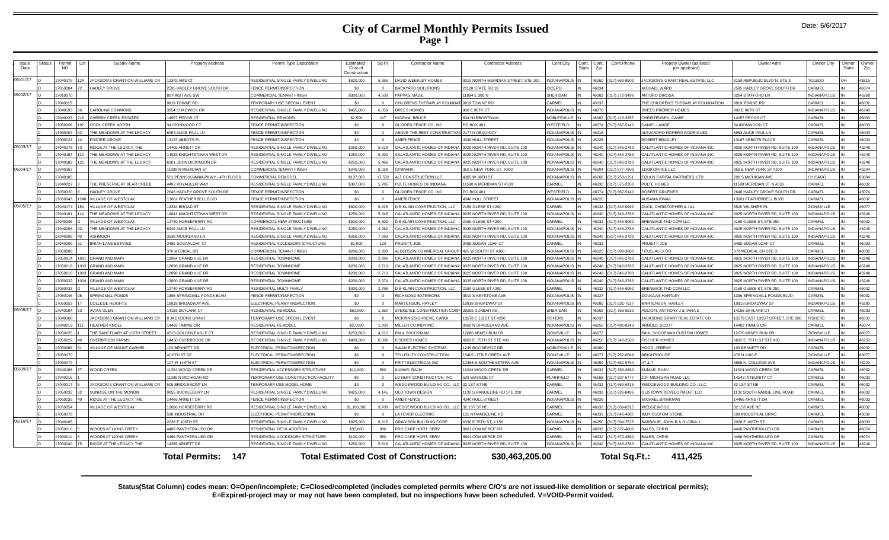# City of Carmel Monthly Permits Issued

**Page 1**

Date: 6/6/2017

| Issue Date | Status | Permit NO | Lot | Subdiv Name | Property Address | Permit Type Description | Estimated Cost of Construction | Sq Ft | Contractor Name | Contractor Address | Cont.City | Cont. State | Cont. Zip | Cont.Phone | Propety Owner (as listed per applicant) | Owner Adrs | Owner City | Owner State | Owner Zip |
|---|---|---|---|---|---|---|---|---|---|---|---|---|---|---|---|---|---|---|---|
| 05/01/17 | O | 17040179 | 124 | JACKSON'S GRANT ON WILLIAMS CR | 12342 AMS CT | RESIDENTIAL SINGLE FAMILY DWELLING | $620,000 | 6,366 | DAVID WEEKLEY HOMES | 9310 NORTH MERIDIAN STREET, STE 100 | INDIANAPOLIS | IN | 46260 | (317) 669-8500 | JACKSON'S GRANT REAL ESTATE, LLC | 3150 REPUBLIC BLVD N, STE 3 | TOLEDO | OH | 43615 |
| | O | 17050004 | 22 | HADLEY GROVE | 2595 HADLEY GROVE SOUTH DR | FENCE PERMIT/INSPECTION | $0 | 0 | BACKYARD SOLUTIONS | 21128 STATE RD 19 | CICERO | IN | 46034 | | MICHAEL WARD | 2595 HADLEY GROVE SOUTH DR | CARMEL | IN | 46074 |
| 05/02/17 | O | 17010070 | | | 89 FIRST AVE SW | COMMERCIAL TENANT FINISH | $300,000 | 4,500 | PAPPAS, BASIL | 11894 E 300 N | SHERIDAN | IN | 46069 | (317) 372-3496 | ARTURO DIROSA | 8264 STAFFORD LN | INDIANAPOLIS | IN | 46260 |
| | O | 17040115 | | | 9919 TOWNE RD | TEMPORARY USE SPECIAL EVENT | $0 | 0 | CHILDRENS THERAPLAY FOUNDATI | 9919 TOWNE RD | CARMEL | IN | 46032 | | THE CHILDREN'S THERAPLAY FOUNDATION | 9919 TOWNE RD | CARMEL | IN | 46032 |
| | O | 17040193 | 66 | CAROLINA COMMONS | 3954 CHADWICK DR | RESIDENTIAL SINGLE FAMILY DWELLING | $455,000 | 6,050 | DREES HOMES | 900 E 96TH ST | INDIANAPOLIS | IN | 46270 | | DREES PREMIER HOMES | 900 E 96TH ST | INDIANAPOLIS | IN | 46240 |
| | O | 17040223 | 216 | CHERRY CREEK ESTATES | 14057 PECOS CT | RESIDENTIAL REMODEL | $2,500 | 117 | INGRAM, BRUCE | 604 HARBORTOWN | NOBLESVILLE | IN | 46062 | (317) 413-3357 | CHRISTENSEN, CAMIE | 14057 PECOS CT | CARMEL | IN | 46033 |
| | O | 17050006 | 197 | COOL CREEK NORTH | 34 IRONWOOD CT | FENCE PERMIT/INSPECTION | $0 | 0 | GLIDDEN FENCE CO, INC | PO BOX 481 | WESTFIELD | IN | 46074 | (317) 867-5140 | DANIEL LANGE | 34 IRONWOOD CT | CARMEL | IN | 46033 |
| | O | 17050007 | 92 | THE MEADOWS AT THE LEGACY | 6963 ALICE PAUL LN | FENCE PERMIT/INSPECTION | $0 | 0 | ABOVE THE REST CONSTRUCTION | 2177 N DEQUINCY | INDIANAPOLIS | IN | 46218 | | ALEJANDRO ROPERO RODRIGUEZ | 6963 ALICE PAUL LN | CARMEL | IN | 46033 |
| | O | 17050023 | 24 | FOSTER GROVE | 13187 ABBOTS PL | FENCE PERMIT/INSPECTION | $0 | 0 | AMERIFENCE | 4340 HULL STREET | INDIANAPOLIS | IN | 46226 | | ROBERT BRADLEY | 13187 ABBOTS PLACE | CARMEL | IN | 46033 |
| 05/03/17 | O | 17040178 | 73 | RIDGE AT THE LEGACY, THE | 14405 ARNETT DR | RESIDENTIAL SINGLE FAMILY DWELLING | $250,000 | 5,618 | CALATLANTIC HOMES OF INDIANA | 9025 NORTH RIVER RD, SUITE 100 | INDIANAPOLIS | IN | 46240 | (317) 846-2783 | CALATLANTIC HOMES OF INDIANA INC | 9025 NORTH RIVER RD, SUITE 100 | INDIANAPOLIS | IN | 46240 |
| | O | 17040187 | 112 | THE MEADOWS AT THE LEGACY | 14033 KNIGHTSTOWN WEST DR | RESIDENTIAL SINGLE FAMILY DWELLING | $250,000 | 5,202 | CALATLANTIC HOMES OF INDIANA | 9025 NORTH RIVER RD, SUITE 100 | INDIANAPOLIS | IN | 46240 | (317) 846-2783 | CALATLANTIC HOMES OF INDIANA INC | 9025 NORTH RIVER RD, SUITE 100 | INDIANAPOLIS | IN | 46240 |
| | O | 17040189 | 125 | THE MEADOWS AT THE LEGACY | 6901 JOHN DICKINSON DR | RESIDENTIAL SINGLE FAMILY DWELLING | $250,000 | 5,466 | CALATLANTIC HOMES OF INDIANA | 9025 NORTH RIVER RD, SUITE 100 | INDIANAPOLIS | IN | 46240 | (317) 846-2783 | CALATLANTIC HOMES OF INDIANA INC | 9025 NORTH RIVER RD, SUITE 100 | INDIANAPOLIS | IN | 46240 |
| 05/04/17 | O | 17040167 | | | 11939 N MERIDIAN ST | COMMERCIAL TENANT FINISH | $240,000 | 8,028 | CITIMARK | 350 E NEW YORK ST., #200 | INDIANAPOLIS | IN | 46204 | (317) 577-7900 | 11939 OFFICE LLC | 350 E NEW YORK ST #200 | INDIANAPOLIS | IN | 46204 |
| | O | 17040185 | | | 501 PENNSYLVANIA PKWY - 4TH FLOOR | COMMERCIAL REMODEL | $137,000 | 17,532 | ALT CONSTRUCTION LLC | 4365 W 96TH ST | INDIANAPOLIS | IN | 46268 | (317) 253-1251 | EQUUS CAPITAL PARTNERS, LTD | 200 S MICHIGAN AVE | CHICAGO | IL | 60604 |
| | O | 17040222 | 3 | THE PRESERVE AT BEAR CREEK | 4492 VOYAGEUR WAY | RESIDENTIAL SINGLE FAMILY DWELLING | $387,000 | 5,785 | PULTE HOMES OF INDIANA | 11590 N MERIDIAN ST #530 | CARMEL | IN | 46032 | (317) 575-2350 | PULTE HOMES | 11590 MERIDIAN ST N #530 | CARMEL | IN | 46032 |
| | O | 17050020 | 8 | HADLEY GROVE | 2646 HADLEY GROVE SOUTH DR | FENCE PERMIT/INSPECTION | $0 | 0 | GLIDDEN FENCE CO, INC | PO BOX 481 | WESTFIELD | IN | 46074 | (317) 867-5140 | ROBERT GRUENER | 2646 HADLEY GROVE SOUTH DR | CARMEL | IN | 46074 |
| | O | 17050043 | 1248 | VILLAGE OF WESTCLAY | 13001 FEATHERBELL BLVD | FENCE PERMIT/INSPECTION | $0 | 0 | AMERIFENCE | 4340 HULL STREET | INDIANAPOLIS | IN | 46226 | | AUSAMA ISMAIL | 13001 FEATHERBELL BLVD | CARMEL | IN | 46032 |
| 05/05/17 | O | 17040174 | 154 | VILLAGE OF WESTCLAY | 13334 BROAD ST | RESIDENTIAL SINGLE FAMILY DWELLING | $600,000 | 6,625 | D B KLAIN CONSTRUCTION, LLC | 2159 GLEBE ST #200 | CARMEL | IN | 46032 | (317) 846-9992 | DUCK, CHRISTOPHER & JILL | 6520 WILSHIRE PL | ZIONSVILLE | IN | 46077 |
| | O | 17040191 | 114 | THE MEADOWS AT THE LEGACY | 14041 KNIGHTSTOWN WEST DR | RESIDENTIAL SINGLE FAMILY DWELLING | $250,000 | 5,345 | CALATLANTIC HOMES OF INDIANA | 9025 NORTH RIVER RD, SUITE 100 | INDIANAPOLIS | IN | 46240 | (317) 846-2783 | CALATLANTIC HOMES OF INDIANA INC | 9025 NORTH RIVER RD, SUITE 100 | INDIANAPOLIS | IN | 46240 |
| | O | 17040195 | D | VILLAGE OF WESTCLAY | 12740 HORSEFERRY RD | COMMERCIAL NEW STRUCTURE | $500,000 | 5,802 | D B KLAIN CONSTRUCTION, LLC | 2159 GLEBE ST #200 | CARMEL | IN | 46032 | (317) 846-9992 | BRENWICK TND COM LLC | 2169 GLEBE ST, STE 250 | CARMEL | IN | 46032 |
| | O | 17040205 | 93 | THE MEADOWS AT THE LEGACY | 6949 ALICE PAUL LN | RESIDENTIAL SINGLE FAMILY DWELLING | $250,000 | 4,262 | CALATLANTIC HOMES OF INDIANA | 9025 NORTH RIVER RD, SUITE 100 | INDIANAPOLIS | IN | 46240 | (317) 846-2783 | CALATLANTIC HOMES OF INDIANA INC | 9025 NORTH RIVER RD, SUITE 100 | INDIANAPOLIS | IN | 46240 |
| | O | 17040208 | 40 | ASHMOOR | 3538 MOORLAND LN | RESIDENTIAL SINGLE FAMILY DWELLING | $260,000 | 7,093 | CALATLANTIC HOMES OF INDIANA | 9025 NORTH RIVER RD, SUITE 100 | INDIANAPOLIS | IN | 46240 | (317) 846-2783 | CALATLANTIC HOMES OF INDIANA INC | 9025 NORTH RIVER RD, SUITE 100 | INDIANAPOLIS | IN | 46240 |
| | O | 17040209 | 31 | BRIAR LANE ESTATES | 3485 SUGARLOAF CT | RESIDENTIAL ACCESSORY STRUCTURE | $1,000 | 120 | PRUIETT, JOE | 3485 SUGAR LOAF CT | CARMEL | IN | 46033 | | PRUIETT, JOE | 3485 SUGAR LOAF CT | CARMEL | IN | 46033 |
| | O | 17050008 | | | 370 MEDICAL DR | COMMERCIAL TENANT FINISH | $290,000 | 2,200 | ALDERSON COMMERCIAL GROUP I | 425 W SOUTH ST #100 | INDIANAPOLIS | IN | 46225 | (317) 889-3800 | TITUS, ALEX DR | 370 MEDICAL DR STE D | CARMEL | IN | 46032 |
| | O | 17050014 | 1001 | GRAND AND MAIN | 12894 GRAND VUE DR | RESIDENTIAL TOWNHOME | $200,000 | 2,896 | CALATLANTIC HOMES OF INDIANA | 9025 NORTH RIVER RD, SUITE 100 | INDIANAPOLIS | IN | 46240 | (317) 846-2783 | CALATLANTIC HOMES OF INDIANA INC | 9025 NORTH RIVER RD, SUITE 100 | INDIANAPOLIS | IN | 46240 |
| | O | 17050016 | 1002 | GRAND AND MAIN | 12896 GRAND VUE DR | RESIDENTIAL TOWNHOME | $200,000 | 2,710 | CALATLANTIC HOMES OF INDIANA | 9025 NORTH RIVER RD, SUITE 100 | INDIANAPOLIS | IN | 46240 | (317) 846-2783 | CALATLANTIC HOMES OF INDIANA INC | 9025 NORTH RIVER RD, SUITE 100 | INDIANAPOLIS | IN | 46240 |
| | O | 17050018 | 1003 | GRAND AND MAIN | 12898 GRAND VUE DR | RESIDENTIAL TOWNHOME | $200,000 | 2,710 | CALATLANTIC HOMES OF INDIANA | 9025 NORTH RIVER RD, SUITE 100 | INDIANAPOLIS | IN | 46240 | (317) 846-2783 | CALATLANTIC HOMES OF INDIANA INC | 9025 NORTH RIVER RD, SUITE 100 | INDIANAPOLIS | IN | 46240 |
| | O | 17050022 | 1004 | GRAND AND MAIN | 12900 GRAND VUE DR | RESIDENTIAL TOWNHOME | $200,000 | 2,974 | CALATLANTIC HOMES OF INDIANA | 9025 NORTH RIVER RD, SUITE 100 | INDIANAPOLIS | IN | 46240 | (317) 846-2783 | CALATLANTIC HOMES OF INDIANA INC | 9025 NORTH RIVER RD, SUITE 100 | INDIANAPOLIS | IN | 46240 |
| | O | 17050033 | D | VILLAGE OF WESTCLAY | 12740 HORSEFERRY RD | RESIDENTIAL MULTI-FAMILY | $300,000 | 2,798 | D B KLAIN CONSTRUCTION, LLC | 2159 GLEBE ST #200 | CARMEL | IN | 46032 | (317) 846-9992 | BRENWICK TND COM LLC | 2169 GLEBE ST, STE 250 | CARMEL | IN | 46032 |
| | O | 17050046 | 98 | SPRINGMILL PONDS | 1396 SPRINGMILL PONDS BLVD | FENCE PERMIT/INSPECTION | $0 | 0 | RICHMOND EXTERIORS | 3510 S KEYSTONE AVE | INDIANAPOLIS | IN | 46227 | | DOUGLAS HARTLEY | 1396 SPRINGMILL PONDS BLVD | CARMEL | IN | 46032 |
| | O | 17050053 | 17 | COLLEGE HEIGHTS | 10818 BROADWAY AVE | ELECTRICAL PERMIT/INSPECTION | $0 | 0 | MARTENSON, HAYLEY | 10818 BROADWAY ST | INDIANAPOLIS | IN | 46280 | (317) 531-7527 | MARTENSON, HAYLEY | 10818 BROADWAY ST | INDIANAPOLIS | IN | 46280 |
| 05/08/17 | O | 17040084 | 53 | AVIAN GLEN | 14156 SKYLARK CT | RESIDENTIAL REMODEL | $50,000 | 1,350 | STEKETEE CONSTRUCTION CORP. | 26255 DUNBAR RD. | SHERIDAN | IN | 46069 | (317) 758-5530 | ASCIOTI, ANTHONY J & TARA D | 14156 SKYLARK CT | CARMEL | IN | 46033 |
| | O | 17040168 | | JACKSON'S GRANT ON WILLIAMS CR | 0 JACKSONS GRANT | TEMPORARY USE SPECIAL EVENT | $0 | 0 | MCKINNIES-SHREVE, CANDI | 13578 E 131ST ST #200 | FISHERS | IN | 46037 | | JACKSONS GRANT REAL ESTATE CO | 13578 EAST 131ST STREET, STE 200 | FISHERS | IN | 46037 |
| | O | 17040213 | 111 | HEATHER KNOLL | 14483 TIMMIS CIR | RESIDENTIAL REMODEL | $27,000 | 1,000 | MILLER CO INDY INC | 8060 N SHADELAND AVE | INDIANAPOLIS | IN | 46250 | (317) 491-8343 | ARNOLD, SCOTT | 14483 TIMMIS CIR | CARMEL | IN | 46074 |
| | O | 17050025 | 1 | THE SANCTUARY AT 116TH STREET | 4513 GOLDEN EAGLE CT | RESIDENTIAL SINGLE FAMILY DWELLING | $253,660 | 4,612 | PAUL SHOOPMAN | 12080 ABNEY RUN DR | ZIONSVILLE | IN | 46077 | | PAUL SHOOPMAN CUSTOM HOMES | 12070 ABNEY RUN DR. | ZIONSVILLE | IN | 46077 |
| | O | 17050029 | 46 | OVERBROOK FARMS | 14450 OVERBROOK DR | RESIDENTIAL SINGLE FAMILY DWELLING | $409,068 | 8,006 | FISCHER HOMES | 6602 E. 75TH ST STE 400 | INDIANAPOLIS | IN | 46250 | (317) 348-2500 | FISCHER HOMES | 6602 E. 75TH ST STE 400 | INDIANAPOLIS | IN | 46250 |
| | O | 17050068 | 51 | VILLAGE OF MOUNT CARMEL | 103 BENNETT DR | ELECTRICAL PERMIT/INSPECTION | $0 | 0 | SWAN ELECTRIC SYSTEMS | 1245 ROOSEVELT DR | NOBLESVILLE | IN | 46060 | | HOOD, JEREMY | 103 BENNETT RD | CARMEL | IN | 46032 |
| | O | 17050070 | | | 40 6TH ST SE | ELECTRICAL PERMIT/INSPECTION | $0 | 0 | TPI UTILITY CONSTRUCTION | 15405 LITTLE CREEK AVE | ZIONSVILLE | IN | 46077 | (317) 752-6569 | BRIGHTHOUSE | 478 N 1100 E | ZIONSVILLE | IN | 46077 |
| | O | 17050074 | | | 107 W 146TH ST | ELECTRICAL PERMIT/INSPECTION | $0 | 0 | PRITT ELECTRICAL INC | 12368 E SOUTHEASTERN AVE | INDIANAPOLIS | IN | 46259 | (317) 862-9754 | AT & T | 5858 N. COLLEGE AVE. | INDIANAPOLIS | IN | 46220 |
| 05/09/17 | O | 17040196 | 67 | WOOD CREEK | 11324 WOOD CREEK DR | RESIDENTIAL ACCESSORY STRUCTURE | $10,000 | 560 | KUMAR, RAJIV | 11324 WOOD CREEK DR | CARMEL | IN | 46032 | (317) 789-2660 | KUMAR, RAJIV | 11324 WOOD CREEK DR | CARMEL | IN | 46032 |
| | O | 17040216 | 1 | | 11036 N MICHIGAN RD | TEMPORARY USE CONSTRUCTION FACILITY | $0 | 0 | LD HUFF CONSTRUCTION, INC. | 529 WAYSIDE CT | PLAINFIELD | IN | 46168 | (317) 837-6777 | JDF MICHIGAN ROAD LLC | 14542 INTEGRITY CT | CARMEL | IN | 46033 |
| | O | 17040217 | 5 | JACKSON'S GRANT ON WILLIAMS CR | 508 BRIDGEMONT LN | TEMPORARY USE MODEL HOME | $0 | 0 | WEDGEWOOD BUILDING CO., LLC | 32 1ST ST NE | CARMEL | IN | 46032 | (317) 669-6315 | WEDGEWOOD BUILDING CO., LLC | 32 1ST ST NE | CARMEL | IN | 46032 |
| | O | 17050032 | 82 | SUNRISE ON THE MONON | 9855 BUCKLEBURY LN | RESIDENTIAL SINGLE FAMILY DWELLING | $425,000 | 4,145 | OLD TOWN DESIGN | 1132 S RANGELINE RD STE 200 | CARMEL | IN | 46032 | (317) 626-8486 | OLD TOWN DEVELOPMENT, LLC | 1132 SOUTH RANGE LINE ROAD | CARMEL | IN | 46032 |
| | O | 17050039 | 49 | RIDGE AT THE LEGACY, THE | 14466 ARNETT DR | FENCE PERMIT/INSPECTION | $0 | 0 | AMERIFENCE | 4340 HULL STREET | INDIANAPOLIS | IN | 46226 | | MICHAEL BRINKMAN | 14466 ARNETT DR | CARMEL | IN | 46033 |
| | O | 17050054 | | VILLAGE OF WESTCLAY | 13086 HORSEFERRY RD | RESIDENTIAL SINGLE FAMILY DWELLING | $1,100,000 | 9,706 | WEDGEWOOD BUILDING CO., LLC | 32 1ST ST NE | CARMEL | IN | 46032 | (317) 669-6315 | WEDGEWOOD | 32 1ST AVE NE | CARMEL | IN | 46032 |
| | C | 17050078 | | | 598 INDUSTRIAL DR | ELECTRICAL PERMIT/INSPECTION | $0 | 0 | LA FEVER ELECTRIC | 131 N RANGELINE RD | CARMEL | IN | 46032 | (317) 846-4687 | INDY CUSTOM STONE | 598 INDUSTRIAL DRIVE | CARMEL | IN | 46032 |
| 05/10/17 | O | 17040105 | | | 2028 E 106TH ST | RESIDENTIAL SINGLE FAMILY DWELLING | $825,000 | 8,815 | GRADISON BUILDING CORP | 6330 E 75TH ST, # 156 | INDIANAPOLIS | IN | 46250 | (317) 594-7575 | BARBOUR, JOHN R & GLORIA J | 2028 E 106TH ST | CARMEL | IN | 46032 |
| | O | 17050010 | 5 | WOODS AT LIONS CREEK | 4466 PANTHERA LEO DR | RESIDENTIAL DECK ADDITION | $35,000 | 800 | PRO CARE HORT. SERV. | 9801 COMMERCE DR | CARMEL | IN | 46032 | (317) 872-4800 | BALES, CHRIS | 4466 PANTHERA LEO DR | CARMEL | IN | 46074 |
| | O | 17050011 | 5 | WOODS AT LIONS CREEK | 4466 PANTHERA LEO DR | RESIDENTIAL ACCESSORY STRUCTURE | $100,000 | 850 | PRO CARE HORT. SERV. | 9801 COMMERCE DR | CARMEL | IN | 46032 | (317) 872-4800 | BALES, CHRIS | 4466 PANTHERA LEO DR | CARMEL | IN | 46074 |
| | O | 17050040 | 75 | RIDGE AT THE LEGACY, THE | 14385 ARNETT DR | RESIDENTIAL SINGLE FAMILY DWELLING | $250,000 | 5,618 | CALATLANTIC HOMES OF INDIANA | 9025 NORTH RIVER RD, SUITE 100 | INDIANAPOLIS | IN | 46240 | (317) 846-2783 | CALATLANTIC HOMES OF INDIANA INC | 9025 NORTH RIVER RD, SUITE 100 | INDIANAPOLIS | IN | 46240 |

**Total Permits: 147** **Total Estimated Cost of Construction: $30,463,205.00** **Total Sq.Ft.: 411,425**

**Status(Stat Column) codes mean: O=Open/incomplete; C=Closed/completed (includes completed permits where C/O's are not issued-like demolition or separate electrical permits); E=Expired-project may or may not have been completed, but no inspections have been scheduled. V=VOID-Permit voided.**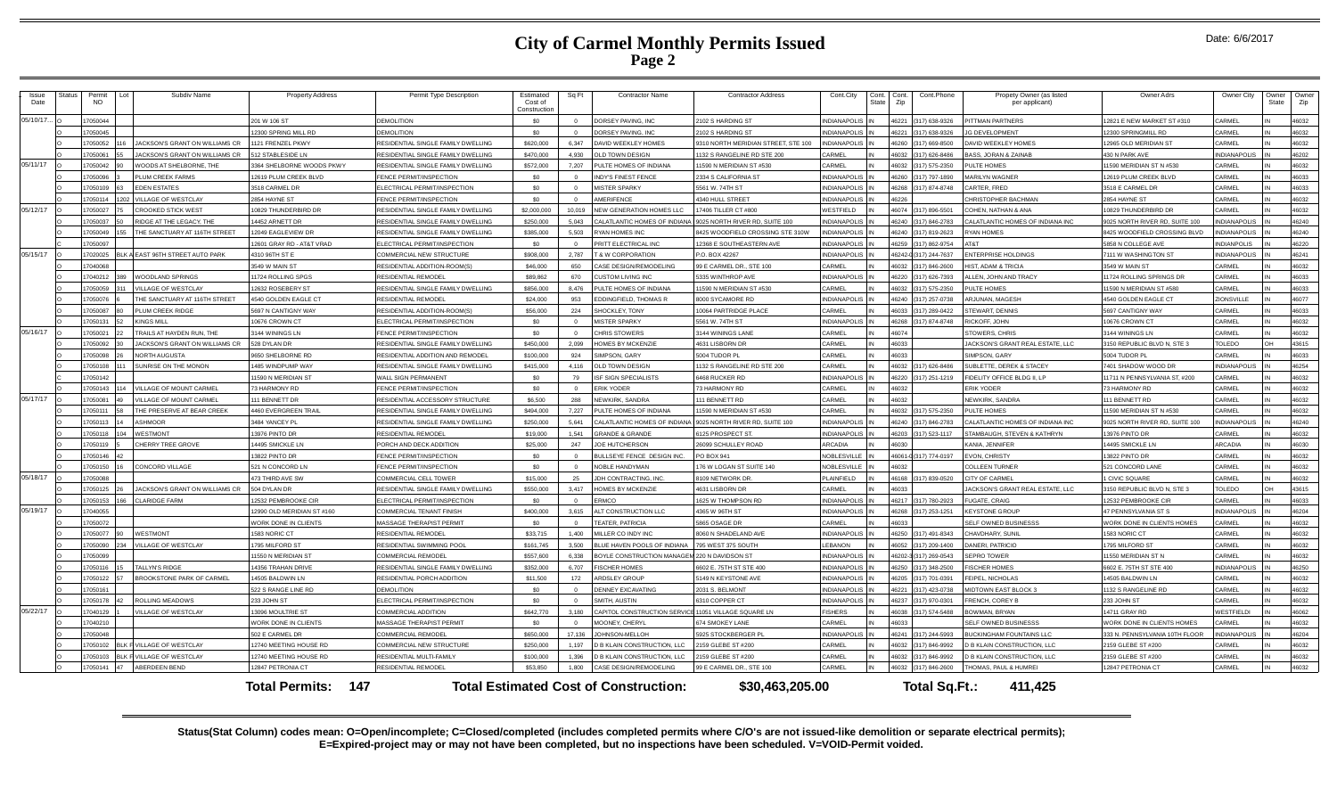# City of Carmel Monthly Permits Issued

Page 2

Date: 6/6/2017

| Issue Date | Status | Permit NO | Lot | Subdiv Name | Property Address | Permit Type Description | Estimated Cost of Construction | Sq Ft | Contractor Name | Contractor Address | Cont.City | Cont. State | Cont. Zip | Cont.Phone | Propety Owner (as listed per applicant) | Owner Adrs | Owner City | Owner State | Owner Zip |
|---|---|---|---|---|---|---|---|---|---|---|---|---|---|---|---|---|---|---|---|
| 05/10/17... | O | 17050044 | | | 201 W 106 ST | DEMOLITION | $0 | 0 | DORSEY PAVING, INC | 2102 S HARDING ST | INDIANAPOLIS | IN | 46221 | (317) 638-9326 | PITTMAN PARTNERS | 12821 E NEW MARKET ST #310 | CARMEL | IN | 46032 |
| | O | 17050045 | | | 12300 SPRING MILL RD | DEMOLITION | $0 | 0 | DORSEY PAVING, INC | 2102 S HARDING ST | INDIANAPOLIS | IN | 46221 | (317) 638-9326 | JG DEVELOPMENT | 12300 SPRINGMILL RD | CARMEL | IN | 46032 |
| | O | 17050052 | 116 | JACKSON'S GRANT ON WILLIAMS CR | 1121 FRENZEL PKWY | RESIDENTIAL SINGLE FAMILY DWELLING | $620,000 | 6,347 | DAVID WEEKLEY HOMES | 9310 NORTH MERIDIAN STREET, STE 100 | INDIANAPOLIS | IN | 46260 | (317) 669-8500 | DAVID WEEKLEY HOMES | 12965 OLD MERIDIAN ST | CARMEL | IN | 46032 |
| | O | 17050061 | 55 | JACKSON'S GRANT ON WILLIAMS CR | 512 STABLESIDE LN | RESIDENTIAL SINGLE FAMILY DWELLING | $470,000 | 4,930 | OLD TOWN DESIGN | 1132 S RANGELINE RD STE 200 | CARMEL | IN | 46032 | (317) 626-8486 | BASS, JORAN & ZAINAB | 430 N PARK AVE | INDIANAPOLIS | IN | 46202 |
| 05/11/17 | O | 17050042 | 90 | WOODS AT SHELBORNE, THE | 3364 SHELBORNE WOODS PKWY | RESIDENTIAL SINGLE FAMILY DWELLING | $572,000 | 7,207 | PULTE HOMES OF INDIANA | 11590 N MERIDIAN ST #530 | CARMEL | IN | 46032 | (317) 575-2350 | PULTE HOMES | 11590 MERIDIAN ST N #530 | CARMEL | IN | 46032 |
| | O | 17050096 | 3 | PLUM CREEK FARMS | 12619 PLUM CREEK BLVD | FENCE PERMIT/INSPECTION | $0 | 0 | INDY'S FINEST FENCE | 2334 S CALIFORNIA ST | INDIANAPOLIS | IN | 46260 | (317) 797-1890 | MARILYN WAGNER | 12619 PLUM CREEK BLVD | CARMEL | IN | 46033 |
| | O | 17050109 | 63 | EDEN ESTATES | 3518 CARMEL DR | ELECTRICAL PERMIT/INSPECTION | $0 | 0 | MISTER SPARKY | 5561 W. 74TH ST | INDIANAPOLIS | IN | 46268 | (317) 874-8748 | CARTER, FRED | 3518 E CARMEL DR | CARMEL | IN | 46033 |
| | O | 17050114 | 1202 | VILLAGE OF WESTCLAY | 2854 HAYNE ST | FENCE PERMIT/INSPECTION | $0 | 0 | AMERIFENCE | 4340 HULL STREET | INDIANAPOLIS | IN | 46226 | | CHRISTOPHER BACHMAN | 2854 HAYNE ST | CARMEL | IN | 46032 |
| 05/12/17 | O | 17050027 | 75 | CROOKED STICK WEST | 10829 THUNDERBIRD DR | RESIDENTIAL SINGLE FAMILY DWELLING | $2,000,000 | 10,019 | NEW GENERATION HOMES LLC | 17406 TILLER CT #800 | WESTFIELD | IN | 46074 | (317) 896-5501 | COHEN, NATHAN & ANA | 10829 THUNDERBIRD DR | CARMEL | IN | 46032 |
| | O | 17050037 | 50 | RIDGE AT THE LEGACY, THE | 14452 ARNETT DR | RESIDENTIAL SINGLE FAMILY DWELLING | $250,000 | 5,043 | CALATLANTIC HOMES OF INDIANA | 9025 NORTH RIVER RD, SUITE 100 | INDIANAPOLIS | IN | 46240 | (317) 846-2783 | CALATLANTIC HOMES OF INDIANA INC | 9025 NORTH RIVER RD, SUITE 100 | INDIANAPOLIS | IN | 46240 |
| | O | 17050049 | 155 | THE SANCTUARY AT 116TH STREET | 12049 EAGLEVIEW DR | RESIDENTIAL SINGLE FAMILY DWELLING | $385,000 | 5,503 | RYAN HOMES INC | 8425 WOODFIELD CROSSING STE 310W | INDIANAPOLIS | IN | 46240 | (317) 819-2623 | RYAN HOMES | 8425 WOODFIELD CROSSING BLVD | INDIANAPOLIS | IN | 46240 |
| | C | 17050097 | | | 12601 GRAY RD - AT&T VRAD | ELECTRICAL PERMIT/INSPECTION | $0 | 0 | PRITT ELECTRICAL INC | 12368 E SOUTHEASTERN AVE | INDIANAPOLIS | IN | 46259 | (317) 862-9754 | AT&T | 5858 N COLLEGE AVE | INDIANPOLIS | IN | 46220 |
| 05/15/17 | O | 17020025 | BLK A | EAST 96TH STREET AUTO PARK | 4310 96TH ST E | COMMERCIAL NEW STRUCTURE | $908,000 | 2,787 | T & W CORPORATION | P.O. BOX 42267 | INDIANAPOLIS | IN | 46242-0 | (317) 244-7637 | ENTERPRISE HOLDINGS | 7111 W WASHINGTON ST | INDIANAPOLIS | IN | 46241 |
| | O | 17040068 | | | 3549 W MAIN ST | RESIDENTIAL ADDITION-ROOM(S) | $46,000 | 650 | CASE DESIGN/REMODELING | 99 E CARMEL DR., STE 100 | CARMEL | IN | 46032 | (317) 846-2600 | HIST, ADAM & TRICIA | 3549 W MAIN ST | CARMEL | IN | 46032 |
| | O | 17040212 | 389 | WOODLAND SPRINGS | 11724 ROLLING SPGS | RESIDENTIAL REMODEL | $89,862 | 670 | CUSTOM LIVING INC | 5335 WINTHROP AVE | INDIANAPOLIS | IN | 46220 | (317) 626-7393 | ALLEN, JOHN AND TRACY | 11724 ROLLING SPRINGS DR | CARMEL | IN | 46033 |
| | O | 17050059 | 311 | VILLAGE OF WESTCLAY | 12632 ROSEBERY ST | RESIDENTIAL SINGLE FAMILY DWELLING | $856,000 | 8,476 | PULTE HOMES OF INDIANA | 11590 N MERIDIAN ST #530 | CARMEL | IN | 46032 | (317) 575-2350 | PULTE HOMES | 11590 N MERIDIAN ST #580 | CARMEL | IN | 46033 |
| | O | 17050076 | 6 | THE SANCTUARY AT 116TH STREET | 4540 GOLDEN EAGLE CT | RESIDENTIAL REMODEL | $24,000 | 953 | EDDINGFIELD, THOMAS R | 8000 SYCAMORE RD | INDIANAPOLIS | IN | 46240 | (317) 257-0738 | ARJUNAN, MAGESH | 4540 GOLDEN EAGLE CT | ZIONSVILLE | IN | 46077 |
| | O | 17050087 | 80 | PLUM CREEK RIDGE | 5697 N CANTIGNY WAY | RESIDENTIAL ADDITION-ROOM(S) | $56,000 | 224 | SHOCKLEY, TONY | 10064 PARTRIDGE PLACE | CARMEL | IN | 46033 | (317) 289-0422 | STEWART, DENNIS | 5697 CANTIGNY WAY | CARMEL | IN | 46033 |
| | O | 17050131 | 52 | KINGS MILL | 10676 CROWN CT | ELECTRICAL PERMIT/INSPECTION | $0 | 0 | MISTER SPARKY | 5561 W. 74TH ST | INDIANAPOLIS | IN | 46268 | (317) 874-8748 | RICKOFF, JOHN | 10676 CROWN CT | CARMEL | IN | 46032 |
| 05/16/17 | O | 17050021 | 22 | TRAILS AT HAYDEN RUN, THE | 3144 WININGS LN | FENCE PERMIT/INSPECTION | $0 | 0 | CHRIS STOWERS | 3144 WININGS LANE | CARMEL | IN | 46074 | | STOWERS, CHRIS | 3144 WININGS LN | CARMEL | IN | 46032 |
| | O | 17050092 | 30 | JACKSON'S GRANT ON WILLIAMS CR | 528 DYLAN DR | RESIDENTIAL SINGLE FAMILY DWELLING | $450,000 | 2,099 | HOMES BY MCKENZIE | 4631 LISBORN DR | CARMEL | IN | 46033 | | JACKSON'S GRANT REAL ESTATE, LLC | 3150 REPUBLIC BLVD N, STE 3 | TOLEDO | OH | 43615 |
| | O | 17050098 | 26 | NORTH AUGUSTA | 9650 SHELBORNE RD | RESIDENTIAL ADDITION AND REMODEL | $100,000 | 924 | SIMPSON, GARY | 5004 TUDOR PL | CARMEL | IN | 46033 | | SIMPSON, GARY | 5004 TUDOR PL | CARMEL | IN | 46033 |
| | O | 17050108 | 111 | SUNRISE ON THE MONON | 1485 WINDPUMP WAY | RESIDENTIAL SINGLE FAMILY DWELLING | $415,000 | 4,116 | OLD TOWN DESIGN | 1132 S RANGELINE RD STE 200 | CARMEL | IN | 46032 | (317) 626-8486 | SUBLETTE, DEREK & STACEY | 7401 SHADOW WOOD DR | INDIANAPOLIS | IN | 46254 |
| | C | 17050142 | | | 11590 N MERIDIAN ST | WALL SIGN PERMANENT | $0 | 79 | ISF SIGN SPECIALISTS | 6468 RUCKER RD | INDIANAPOLIS | IN | 46220 | (317) 251-1219 | FIDELITY OFFICE BLDG II, LP | 11711 N PENNSYLVANIA ST, #200 | CARMEL | IN | 46032 |
| | O | 17050143 | 114 | VILLAGE OF MOUNT CARMEL | 73 HARMONY RD | FENCE PERMIT/INSPECTION | $0 | 0 | ERIK YODER | 73 HARMONY RD | CARMEL | IN | 46032 | | ERIK YODER | 73 HARMONY RD | CARMEL | IN | 46032 |
| 05/17/17 | O | 17050081 | 49 | VILLAGE OF MOUNT CARMEL | 111 BENNETT DR | RESIDENTIAL ACCESSORY STRUCTURE | $6,500 | 288 | NEWKIRK, SANDRA | 111 BENNETT RD | CARMEL | IN | 46032 | | NEWKIRK, SANDRA | 111 BENNETT RD | CARMEL | IN | 46032 |
| | O | 17050111 | 58 | THE PRESERVE AT BEAR CREEK | 4460 EVERGREEN TRAIL | RESIDENTIAL SINGLE FAMILY DWELLING | $494,000 | 7,227 | PULTE HOMES OF INDIANA | 11590 N MERIDIAN ST #530 | CARMEL | IN | 46032 | (317) 575-2350 | PULTE HOMES | 11590 MERIDIAN ST N #530 | CARMEL | IN | 46032 |
| | O | 17050113 | 14 | ASHMOOR | 3484 YANCEY PL | RESIDENTIAL SINGLE FAMILY DWELLING | $250,000 | 5,641 | CALATLANTIC HOMES OF INDIANA | 9025 NORTH RIVER RD, SUITE 100 | INDIANAPOLIS | IN | 46240 | (317) 846-2783 | CALATLANTIC HOMES OF INDIANA INC | 9025 NORTH RIVER RD, SUITE 100 | INDIANAPOLIS | IN | 46240 |
| | O | 17050118 | 104 | WESTMONT | 13976 PINTO DR | RESIDENTIAL REMODEL | $19,000 | 1,541 | GRANDE & GRANDE | 6125 PROSPECT ST. | INDIANAPOLIS | IN | 46203 | (317) 523-1117 | STAMBAUGH, STEVEN & KATHRYN | 13976 PINTO DR | CARMEL | IN | 46032 |
| | O | 17050119 | 5 | CHERRY TREE GROVE | 14495 SMICKLE LN | PORCH AND DECK ADDITION | $25,000 | 247 | JOE HUTCHERSON | 26099 SCHULLEY ROAD | ARCADIA | IN | 46030 | | KANIA, JENNIFER | 14495 SMICKLE LN | ARCADIA | IN | 46030 |
| | O | 17050146 | 42 | | 13822 PINTO DR | FENCE PERMIT/INSPECTION | $0 | 0 | BULLSEYE FENCE DESIGN INC. | PO BOX 941 | NOBLESVILLE | IN | 46061-0 | (317) 774-0197 | EVON, CHRISTY | 13822 PINTO DR | CARMEL | IN | 46032 |
| | O | 17050150 | 16 | CONCORD VILLAGE | 521 N CONCORD LN | FENCE PERMIT/INSPECTION | $0 | 0 | NOBLE HANDYMAN | 176 W LOGAN ST SUITE 140 | NOBLESVILLE | IN | 46032 | | COLLEEN TURNER | 521 CONCORD LANE | CARMEL | IN | 46032 |
| 05/18/17 | O | 17050088 | | | 473 THIRD AVE SW | COMMERCIAL CELL TOWER | $15,000 | 25 | JDH CONTRACTING, INC. | 8109 NETWORK DR. | PLAINFIELD | IN | 46168 | (317) 839-0520 | CITY OF CARMEL | 1 CIVIC SQUARE | CARMEL | IN | 46032 |
| | O | 17050125 | 26 | JACKSON'S GRANT ON WILLIAMS CR | 504 DYLAN DR | RESIDENTIAL SINGLE FAMILY DWELLING | $550,000 | 3,417 | HOMES BY MCKENZIE | 4631 LISBORN DR | CARMEL | IN | 46033 | | JACKSON'S GRANT REAL ESTATE, LLC | 3150 REPUBLIC BLVD N, STE 3 | TOLEDO | OH | 43615 |
| | O | 17050153 | 166 | CLARIDGE FARM | 12532 PEMBROOKE CIR | ELECTRICAL PERMIT/INSPECTION | $0 | 0 | ERMCO | 1625 W THOMPSON RD | INDIANAPOLIS | IN | 46217 | (317) 780-2923 | FUGATE, CRAIG | 12532 PEMBROOKE CIR | CARMEL | IN | 46033 |
| 05/19/17 | O | 17040065 | | | 12900 OLD MERIDIAN ST #160 | COMMERCIAL TENANT FINISH | $400,000 | 3,615 | ALT CONSTRUCTION LLC | 4365 W 96TH ST | INDIANAPOLIS | IN | 46268 | (317) 253-1251 | KEYSTONE GROUP | 47 PENNSYLVANIA ST S | INDIANAPOLIS | IN | 46204 |
| | O | 17050072 | | | WORK DONE IN CLIENTS | MASSAGE THERAPIST PERMIT | $0 | 0 | TEATER, PATRICIA | 5865 OSAGE DR | CARMEL | IN | 46033 | | SELF OWNED BUSINESSS | WORK DONE IN CLIENTS HOMES | CARMEL | IN | 46032 |
| | O | 17050077 | 9 | WESTMONT | 1583 NORIC CT | RESIDENTIAL REMODEL | $33,715 | 1,400 | MILLER CO INDY INC | 8060 N SHADELAND AVE | INDIANAPOLIS | IN | 46250 | (317) 491-8343 | CHAVDHARY, SUNIL | 1583 NORIC CT | CARMEL | IN | 46032 |
| | O | 17050090 | 234 | VILLAGE OF WESTCLAY | 1795 MILFORD ST | RESIDENTIAL SWIMMING POOL | $161,745 | 3,500 | BLUE HAVEN POOLS OF INDIANA | 795 WEST 375 SOUTH | LEBANON | IN | 46052 | (317) 209-1400 | DANERI, PATRICIO | 1795 MILFORD ST | CARMEL | IN | 46032 |
| | O | 17050099 | | | 11550 N MERIDIAN ST | COMMERCIAL REMODEL | $557,600 | 6,338 | BOYLE CONSTRUCTION MANAGEM | 220 N DAVIDSON ST | INDIANAPOLIS | IN | 46202-3 | (317) 269-0543 | SEPRO TOWER | 11550 MERIDIAN ST N | CARMEL | IN | 46032 |
| | O | 17050116 | 15 | TALLYN'S RIDGE | 14356 TRAHAN DRIVE | RESIDENTIAL SINGLE FAMILY DWELLING | $352,000 | 6,707 | FISCHER HOMES | 6602 E. 75TH ST STE 400 | INDIANAPOLIS | IN | 46250 | (317) 348-2500 | FISCHER HOMES | 6602 E. 75TH ST STE 400 | INDIANAPOLIS | IN | 46250 |
| | O | 17050122 | 57 | BROOKSTONE PARK OF CARMEL | 14505 BALDWIN LN | RESIDENTIAL PORCH ADDITION | $11,500 | 172 | ARDSLEY GROUP | 5149 N KEYSTONE AVE | INDIANAPOLIS | IN | 46205 | (317) 701-0391 | FEIPEL, NICHOLAS | 14505 BALDWIN LN | CARMEL | IN | 46032 |
| | O | 17050161 | | | 522 S RANGE LINE RD | DEMOLITION | $0 | 0 | DENNEY EXCAVATING | 2031 S. BELMONT | INDIANAPOLIS | IN | 46221 | (317) 423-0738 | MIDTOWN EAST BLOCK 3 | 1132 S RANGELINE RD | CARMEL | IN | 46032 |
| | O | 17050178 | 42 | ROLLING MEADOWS | 233 JOHN ST | ELECTRICAL PERMIT/INSPECTION | $0 | 0 | SMITH, AUSTIN | 6310 COPPER CT | INDIANAPOLIS | IN | 46237 | (317) 970-0301 | FRENCH, COREY B | 233 JOHN ST | CARMEL | IN | 46032 |
| 05/22/17 | O | 17040129 | 1 | VILLAGE OF WESTCLAY | 13096 MOULTRIE ST | COMMERCIAL ADDITION | $642,770 | 3,180 | CAPITOL CONSTRUCTION SERVICE | 11051 VILLAGE SQUARE LN | FISHERS | IN | 46038 | (317) 574-5488 | BOWMAN, BRYAN | 14711 GRAY RD | WESTFIELDI | IN | 46062 |
| | O | 17040210 | | | WORK DONE IN CLIENTS | MASSAGE THERAPIST PERMIT | $0 | 0 | MOONEY, CHERYL | 674 SMOKEY LANE | CARMEL | IN | 46033 | | SELF OWNED BUSINESSS | WORK DONE IN CLIENTS HOMES | CARMEL | IN | 46032 |
| | O | 17050048 | | | 502 E CARMEL DR | COMMERCIAL REMODEL | $650,000 | 17,136 | JOHNSON-MELLOH | 5925 STOCKBERGER PL | INDIANAPOLIS | IN | 46241 | (317) 244-5993 | BUCKINGHAM FOUNTAINS LLC | 333 N. PENNSYLVANIA 10TH FLOOR | INDIANAPOLIS | IN | 46204 |
| | O | 17050102 | BLK F | VILLAGE OF WESTCLAY | 12740 MEETING HOUSE RD | COMMERCIAL NEW STRUCTURE | $250,000 | 1,197 | D B KLAIN CONSTRUCTION, LLC | 2159 GLEBE ST #200 | CARMEL | IN | 46032 | (317) 846-9992 | D B KLAIN CONSTRUCTION, LLC | 2159 GLEBE ST #200 | CARMEL | IN | 46032 |
| | O | 17050103 | BLK F | VILLAGE OF WESTCLAY | 12740 MEETING HOUSE RD | RESIDENTIAL MULTI-FAMILY | $100,000 | 1,396 | D B KLAIN CONSTRUCTION, LLC | 2159 GLEBE ST #200 | CARMEL | IN | 46032 | (317) 846-9992 | D B KLAIN CONSTRUCTION, LLC | 2159 GLEBE ST #200 | CARMEL | IN | 46032 |
| | O | 17050141 | 47 | ABERDEEN BEND | 12847 PETRONIA CT | RESIDENTIAL REMODEL | $53,850 | 1,800 | CASE DESIGN/REMODELING | 99 E CARMEL DR., STE 100 | CARMEL | IN | 46032 | (317) 846-2600 | THOMAS, PAUL & HUMREI | 12847 PETRONIA CT | CARMEL | IN | 46032 |

**Total Permits: 147** **Total Estimated Cost of Construction: $30,463,205.00** **Total Sq.Ft.: 411,425**

**Status(Stat Column) codes mean: O=Open/incomplete; C=Closed/completed (includes completed permits where C/O's are not issued-like demolition or separate electrical permits); E=Expired-project may or may not have been completed, but no inspections have been scheduled. V=VOID-Permit voided.**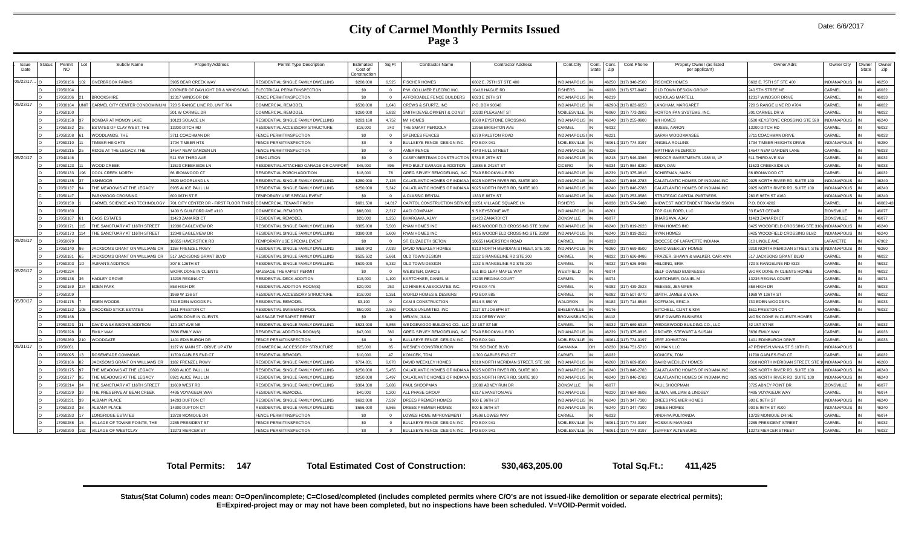# City of Carmel Monthly Permits Issued

## Page 3

Date: 6/6/2017

| Issue Date | Status | Permit NO | Lot | Subdiv Name | Property Address | Permit Type Description | Estimated Cost of Construction | Sq Ft | Contractor Name | Contractor Address | Cont.City | Cont. State | Cont. Zip | Cont.Phone | Propety Owner (as listed per applicant) | Owner Adrs | Owner City | Owner State | Owner Zip |
|---|---|---|---|---|---|---|---|---|---|---|---|---|---|---|---|---|---|---|---|
| 05/22/17... | O | 17050156 | 102 | OVERBROOK FARMS | 3985 BEAR CREEK WAY | RESIDENTIAL SINGLE FAMILY DWELLING | $288,000 | 6,525 | FISCHER HOMES | 6602 E. 75TH ST STE 400 | INDIANAPOLIS | IN | 46250 | (317) 348-2500 | FISCHER HOMES | 6602 E. 75TH ST STE 400 | INDIANAPOLIS | IN | 46250 |
| | O | 17050204 | | | CORNER OF DAYLIGHT DR & WINDSONG | ELECTRICAL PERMIT/INSPECTION | $0 | 0 | P.W. GOLLMER ELECRIC INC. | 10418 HAGUE RD | FISHERS | IN | 46038 | (317) 577-8487 | OLD TOWN DESIGN GROUP | 240 5TH STREE NE | CARMEL | IN | 46032 |
| | O | 17050206 | 21 | BROOKSHIRE | 12317 WINDSOR DR | FENCE PERMIT/INSPECTION | $0 | 0 | AFFORDABLE FENCE BUILDERS | 6023 E 26TH ST | INCIANAPOLIS | IN | 46219 | | NICHOLAS MARTELL | 12317 WINDSOR DRIVE | CARMEL | IN | 46033 |
| 05/23/17 | O | 17030164 | UNIT | CARMEL CITY CENTER CONDOMINIUM | 720 S RANGE LINE RD, UNIT 704 | COMMERCIAL REMODEL | $530,000 | 1,646 | CREWS & STURTZ, INC | P.O. BOX 90346 | INDIANAPOLIS | IN | 46290-0 | (317) 823-6653 | LANGHAM, MARGARET | 720 S RANGE LINE RD #704 | CARMEL | IN | 46032 |
| | O | 17050100 | | | 201 W CARMEL DR | COMMERCIAL REMODEL | $260,000 | 5,832 | SMITH DEVELOPMENT & CONST | 10330 PLEASANT ST | NOBLESVILLE | IN | 46060 | (317) 773-2803 | HORTON FAN SYSTEMS, INC. | 201 CARMEL DR W | CARMEL | IN | 46032 |
| | O | 17050158 | 37 | BONBAR AT MONON LAKE | 10123 SOLACE LN | RESIDENTIAL SINGLE FAMILY DWELLING | $283,160 | 4,752 | M/I HOMES | 8500 KEYSTONE CROSSING | INDIANAPOLIS | IN | 46240 | (317) 255-9900 | M/I HOMES | 8500 KEYSTONE CROSSING STE 590 | INDIANAPOLIS | IN | 46240 |
| | O | 17050182 | 25 | ESTATES OF CLAY WEST, THE | 13200 DITCH RD | RESIDENTIAL ACCESSORY STRUCTURE | $18,000 | 240 | THE SMART PERGOLA | 12958 BRIGHTON AVE | CARMEL | IN | 46032 | | BUSSE, AARON | 13200 DITCH RD | CARMEL | IN | 46032 |
| | O | 17050208 | 61 | WOODLANDS, THE | 3711 COACHMAN DR | FENCE PERMIT/INSPECTION | $0 | 0 | SPENCES FENCES | 6279 RALSTON ROAD | INDIANAPOLIS | IN | 46221 | | SARAH WOODMANSEE | 3711 COACHMAN DRIVE | CARMEL | IN | 46033 |
| | O | 17050210 | 11 | TIMBER HEIGHTS | 1794 TIMBER HTS | FENCE PERMIT/INSPECTION | $0 | 0 | BULLSEYE FENCE DESIGN INC. | PO BOX 941 | NOBLESVILLE | IN | 46061-0 | (317) 774-0197 | ANGELA ROLLINS | 1794 TIMBER HEIGHTS DRIVE | INDIANAPOLIS | IN | 46280 |
| | O | 17050215 | 25 | RIDGE AT THE LEGACY, THE | 14547 NEW GARDEN LN | FENCE PERMIT/INSPECTION | $0 | 0 | AMERIFENCE | 4340 HULL STREET | INDIANAPOLIS | IN | 46226 | | MATTHEW FEDERICO | 14547 NEW GARDEN LANE | CARMEL | IN | 46033 |
| 05/24/17 | O | 17040146 | | | 511 SW THIRD AVE | DEMOLITION | $0 | 0 | CASEY-BERTRAM CONSTRUCTION | 5780 E 25TH ST | INDIANAPOLIS | IN | 46218 | (317) 546-3366 | PEDOCR INVESTMENTS 1988 III, LP | 511 THIRD AVE SW | CARMEL | IN | 46032 |
| | O | 17050123 | 11 | WOOD CREEK | 11523 CREEKSIDE LN | RESIDENTIAL ATTACHED GARAGE OR CARPORT | $45,000 | 895 | PRO BUILT GARAGE & ADDITION | 11585 E 241ST ST | CICERO | IN | 46034 | (317) 984-8280 | EDDY, DAN | 11523 CREEKSIDE LN | CARMEL | IN | 46033 |
| | O | 17050133 | 196 | COOL CREEK NORTH | 66 IRONWOOD CT | RESIDENTIAL PORCH ADDITION | $18,000 | 78 | GREG SPIVEY REMODELING, INC | 7540 BROOKVILLE RD | INDIANAPOLIS | IN | 46239 | (317) 375-0816 | SCHIFFMAN, MARK | 66 IRONWOOD CT | CARMEL | IN | 46032 |
| | O | 17050135 | 37 | ASHMOOR | 3520 MOORLAND LN | RESIDENTIAL SINGLE FAMILY DWELLING | $280,000 | 7,126 | CALATLANTIC HOMES OF INDIANA | 9025 NORTH RIVER RD, SUITE 100 | INDIANAPOLIS | IN | 46240 | (317) 846-2783 | CALATLANTIC HOMES OF INDIANA INC | 9025 NORTH RIVER RD, SUITE 100 | INDIANAPOLIS | IN | 46240 |
| | O | 17050137 | 94 | THE MEADOWS AT THE LEGACY | 6935 ALICE PAUL LN | RESIDENTIAL SINGLE FAMILY DWELLING | $250,000 | 5,342 | CALATLANTIC HOMES OF INDIANA | 9025 NORTH RIVER RD, SUITE 100 | INDIANAPOLIS | IN | 46240 | (317) 846-2783 | CALATLANTIC HOMES OF INDIANA INC | 9025 NORTH RIVER RD, SUITE 100 | INDIANAPOLIS | IN | 46240 |
| | O | 17050147 | | PARKWOOD CROSSING | 600 96TH ST E | TEMPORARY USE SPECIAL EVENT | $0 | 0 | A CLASSIC RENTAL | 1333 E 86TH ST | INDIANAPOLIS | IN | 46240 | (317) 253-0586 | STRATEGIC CAPITAL PARTNERS | 280 E 96TH ST #160 | INDIANAPOLIS | IN | 46240 |
| | O | 17050159 | 1 | CARMEL SCIENCE AND TECHNOLOGY | 701 CITY CENTER DR - FIRST FLOOR THIRD | COMMERCIAL TENANT FINISH | $681,500 | 14,817 | CAPITOL CONSTRUCTION SERVICE | 11051 VILLAGE SQUARE LN | FISHERS | IN | 46038 | (317) 574-5488 | MIDWEST INDEPENDENT TRANSMISSION | P.O. BOX 4202 | CARMEL | IN | 46082-42 |
| | O | 17050160 | | | 1400 S GUILFORD AVE #110 | COMMERCIAL REMODEL | $88,000 | 2,317 | AACI COMPANY | 9 S KEYSTONE AVE | INDIANAPOLIS | IN | 46201 | | TCP GUILFORD, LLC | 33 EAST CEDAR | ZIONSVILLE | IN | 46077 |
| | O | 17050167 | 61 | CASS ESTATES | 11423 ZANARDI CT | RESIDENTIAL REMODEL | $20,000 | 1,250 | BHARGAVA, AJAY | 11423 ZANARDI CT | ZIONSVILLE | IN | 46077 | | BHARGAVA, AJAY | 11423 ZANARDI CT | ZIONSVILLE | IN | 46077 |
| | O | 17050171 | 115 | THE SANCTUARY AT 116TH STREET | 12036 EAGLEVIEW DR | RESIDENTIAL SINGLE FAMILY DWELLING | $385,000 | 5,503 | RYAN HOMES INC | 8425 WOODFIELD CROSSING STE 310W | INDIANAPOLIS | IN | 46240 | (317) 819-2623 | RYAN HOMES INC | 8425 WOODFIELD CROSSING STE 310W | INDIANAPOLIS | IN | 46240 |
| | O | 17050173 | 114 | THE SANCTUARY AT 116TH STREET | 12048 EAGLEVIEW DR | RESIDENTIAL SINGLE FAMILY DWELLING | $390,000 | 5,609 | RYAN HOMES INC | 8425 WOODFIELD CROSSING STE 310W | INDIANAPOLIS | IN | 46240 | (317) 819-2623 | RYAN HOMES | 8425 WOODFIELD CROSSING BLVD | INDIANAPOLIS | IN | 46240 |
| 05/25/17 | O | 17050079 | | | 10655 HAVERSTICK RD | TEMPORARY USE SPECIAL EVENT | $0 | 0 | ST. ELIZABETH SETON | 10655 HAVERSTICK ROAD | CARMEL | IN | 46033 | | DIOCESE OF LAFAYETTE INDIANA | 610 LINGLE AVE | LAFAYETTE | IN | 47902 |
| | O | 17050140 | 86 | JACKSON'S GRANT ON WILLIAMS CR | 1158 FRENZEL PKWY | RESIDENTIAL SINGLE FAMILY DWELLING | $658,042 | 7,039 | DAVID WEEKLEY HOMES | 9310 NORTH MERIDIAN STREET, STE 100 | INDIANAPOLIS | IN | 46260 | (317) 669-8500 | DAVID WEEKLEY HOMES | 9310 NORTH MERIDIAN STREET, STE 1 | INDIANAPOLIS | IN | 46260 |
| | O | 17050181 | 65 | JACKSON'S GRANT ON WILLIAMS CR | 517 JACKSONS GRANT BLVD | RESIDENTIAL SINGLE FAMILY DWELLING | $525,502 | 5,661 | OLD TOWN DESIGN | 1132 S RANGELINE RD STE 200 | CARMEL | IN | 46032 | (317) 626-8486 | FRAZIER, SHAWN & WALKER, CARI ANN | 517 JACKSONS GRANT BLVD | CARMEL | IN | 46032 |
| | O | 17050203 | 1D | AUMAN'S ADDITION | 307 E 126TH ST | RESIDENTIAL SINGLE FAMILY DWELLING | $600,000 | 6,332 | OLD TOWN DESIGN | 1132 S RANGELINE RD STE 200 | CARMEL | IN | 46032 | (317) 626-8486 | HELDING, ERIK | 720 S RANGELINE RD #323 | CARMEL | IN | 46032 |
| 05/26/17 | O | 17040224 | | | WORK DONE IN CLIENTS | MASSAGE THERAPIST PERMIT | $0 | 0 | WEBSTER, DARCIE | 551 BIG LEAF MAPLE WAY | WESTFIELD | IN | 46074 | | SELF OWNED BUSINESSS | WORK DONE IN CLIENTS HOMES | CARMEL | IN | 46032 |
| | O | 17050138 | 36 | HADLEY GROVE | 13235 REGINA CT | RESIDENTIAL DECK ADDITION | $18,000 | 1,100 | KARTCHNER, DANIEL M | 13235 REGINA COURT | CARMEL | IN | 46074 | | KARTCHNER, DANIEL M | 13235 REGINA COURT | CARMEL | IN | 46074 |
| | O | 17050169 | 224 | EDEN PARK | 858 HIGH DR | RESIDENTIAL ADDITION-ROOM(S) | $20,000 | 250 | LD HINER & ASSOCIATES INC. | PO BOX 476 | CARMEL | IN | 46082 | (317) 439-2623 | REEVES, JENNIFER | 858 HIGH DR | CARMEL | IN | 46033 |
| | O | 17050209 | | | 1969 W 136 ST | RESIDENTIAL ACCESSORY STRUCTURE | $18,000 | 1,351 | WORLD HOMES & DESIGNS | PO BOX 685 | CARMEL | IN | 46082 | (317) 507-0770 | SMITH, JAMES & VERA | 1969 W 136TH ST | CARMEL | IN | 46032 |
| 05/30/17 | O | 17040175 | 7 | EDEN WOODS | 730 EDEN WOODS PL | RESIDENTIAL REMODEL | $3,100 | 0 | CAM II CONSTRUCTION | 8514 S 850 W | WALDRON | IN | 46182 | (317) 714-8546 | COFFMAN, ERIC A | 730 EDEN WOODS PL | CARMEL | IN | 46033 |
| | O | 17050132 | 105 | CROOKED STICK ESTATES | 1511 PRESTON CT | RESIDENTIAL SWIMMING POOL | $50,000 | 2,560 | POOLS UNLIMITED, INC | 1117 ST JOSEPH ST | SHELBYVILLE | IN | 46176 | | MITCHELL, CLINT & KIM | 1511 PRESTON CT | CARMEL | IN | 46032 |
| | O | 17050168 | | | WORK DONE IN CLIENTS | MASSAGE THERAPIST PERMIT | $0 | 0 | MELVIN, JULIA | 3224 DERBY WAY | BROWNSBURG | IN | 46112 | | SELF OWNED BUSINESS | WORK DONE IN CLIENTS HOMES | CARMEL | | |
| | O | 17050223 | 31 | DAVID WILKINSON'S ADDITION | 120 1ST AVE NE | RESIDENTIAL SINGLE FAMILY DWELLING | $523,000 | 5,855 | WEDGEWOOD BUILDING CO., LLC | 32 1ST ST NE | CARMEL | IN | 46032 | (317) 669-6315 | WEDGEWOOD BUILDING CO., LLC | 32 1ST ST NE | CARMEL | IN | 46032 |
| | O | 17050228 | 3 | EMILY WAY | 3636 EMILY WAY | RESIDENTIAL ADDITION-ROOM(S) | $47,000 | 380 | GREG SPIVEY REMODELING, INC | 7540 BROOKVILLE RD | INDIANAPOLIS | IN | 46239 | (317) 375-0816 | GROVER, STEWART & SUSAN | 3636 EMILY WAY | CARMEL | IN | 46033 |
| | O | 17050260 | 210 | WOODGATE | 1401 EDINBURGH DR | FENCE PERMIT/INSPECTION | $0 | 0 | BULLSEYE FENCE DESIGN INC. | PO BOX 941 | NOBLESVILLE | IN | 46061-0 | (317) 774-0197 | JEFF JOHNSTON | 1401 EDINBURGH DRIVE | CARMEL | IN | 46033 |
| 05/31/17 | O | 17050051 | | | 1127 W MAIN ST - DRIVE UP ATM | COMMERCIAL ACCESSORY STRUCTURE | $25,000 | 85 | WESNEY CONSTRUCTION | 791 SCIENCE BLVD | GAHANNA | OH | 43230 | (614) 751-5710 | KG MAIN LLC | 47 PENNSYLVANIA ST S 10TH FL | INDIANAPOLIS | | |
| | O | 17050095 | 13 | ROSEMEADE COMMONS | 11700 GABLES END CT | RESIDENTIAL REMODEL | $10,000 | 47 | KONICEK, TOM | 11700 GABLES END CT | CARMEL | IN | 46032 | | KONICEK, TOM | 11700 GABLES END CT | CARMEL | IN | 46032 |
| | O | 17050166 | 82 | JACKSON'S GRANT ON WILLIAMS CR | 1182 FRENZEL PKWY | RESIDENTIAL SINGLE FAMILY DWELLING | $704,831 | 6,078 | DAVID WEEKLEY HOMES | 9310 NORTH MERIDIAN STREET, STE 100 | INDIANAPOLIS | IN | 46260 | (317) 669-8500 | DAVID WEEKLEY HOMES | 9310 NORTH MERIDIAN STREET, STE 1 | INDIANAPOLIS | IN | 46260 |
| | O | 17050175 | 97 | THE MEADOWS AT THE LEGACY | 6893 ALICE PAUL LN | RESIDENTIAL SINGLE FAMILY DWELLING | $250,000 | 5,455 | CALATLANTIC HOMES OF INDIANA | 9025 NORTH RIVER RD, SUITE 100 | INDIANAPOLIS | IN | 46240 | (317) 846-2783 | CALATLANTIC HOMES OF INDIANA INC | 9025 NORTH RIVER RD, SUITE 100 | INDIANAPOLIS | IN | 46240 |
| | O | 17050177 | 95 | THE MEADOWS AT THE LEGACY | 6921 ALICE PAUL LN | RESIDENTIAL SINGLE FAMILY DWELLING | $250,000 | 5,497 | CALATLANTIC HOMES OF INDIANA | 9025 NORTH RIVER RD, SUITE 100 | INDIANAPOLIS | IN | 46240 | (317) 846-2783 | CALATLANTIC HOMES OF INDIANA INC | 9025 NORTH RIVER RD, SUITE 100 | INDIANAPOLIS | IN | 46240 |
| | O | 17050214 | 34 | THE SANCTUARY AT 116TH STREET | 11669 WEST RD | RESIDENTIAL SINGLE FAMILY DWELLING | $384,300 | 5,686 | PAUL SHOOPMAN | 12080 ABNEY RUN DR | ZIONSVILLE | IN | 46077 | | PAUL SHOOPMAN | 3725 ABNEY POINT DR | ZIONSVILLE | IN | 46077 |
| | O | 17050229 | 39 | THE PRESERVE AT BEAR CREEK | 4495 VOYAGEUR WAY | RESIDENTIAL REMODEL | $40,000 | 1,200 | ALL PHASE GROUP | 6317 EVANSTON AVE | INDIANAPOLIS | | 46220 | (317) 694-0608 | SLAMA, WILLIAM & LINDSEY | 4495 VOYAGEUR WAY | CARMEL | IN | 46074 |
| | O | 17050231 | 39 | ALBANY PLACE | 14293 DUFTON CT | RESIDENTIAL SINGLE FAMILY DWELLING | $692,000 | 7,537 | DREES PREMIER HOMES | 900 E 96TH ST | INDIANAPOLIS | IN | 46240 | (317) 347-7300 | DREES PREMIER HOMES | 900 E 96TH ST | INDIANAPOLIS | IN | 46240 |
| | O | 17050233 | 38 | ALBANY PLACE | 14300 DUFTON CT | RESIDENTIAL SINGLE FAMILY DWELLING | $666,000 | 6,865 | DREES PREMIER HOMES | 900 E 96TH ST | INDIANAPOLIS | IN | 46240 | (317) 347-7300 | DREES HOMES | 900 E 96TH ST #100 | INDIANAPOLIS | IN | 46240 |
| | O | 17050283 | 17 | LONGRIDGE ESTATES | 13728 MONIQUE DR | FENCE PERMIT/INSPECTION | $0 | 0 | LOWES HOME IMPROVEMENT | 14598 LOWES WAY | CARMEL | IN | 46033 | | VINDHYA PULIYANDA | 13728 MONIQUE DRIVE | CARMEL | IN | 46074 |
| | O | 17050288 | 15 | VILLAGE OF TOWNE POINTE, THE | 2285 PRESIDENT ST | FENCE PERMIT/INSPECTION | $0 | 0 | BULLSEYE FENCE DESIGN INC. | PO BOX 941 | NOBLESVILLE | IN | 46061-0 | (317) 774-0197 | HOSSAIN MARANDI | 2285 PRESIDENT STREET | CARMEL | IN | 46032 |
| | O | 17050290 | 182 | VILLAGE OF WESTCLAY | 13273 MERCER ST | FENCE PERMIT/INSPECTION | $0 | 0 | BULLSEYE FENCE DESIGN INC. | PO BOX 941 | NOBLESVILLE | IN | 46061-0 | (317) 774-0197 | JEFFREY ALTENBURG | 13273 MERCER STREET | CARMEL | IN | 46032 |

**Total Permits: 147** **Total Estimated Cost of Construction: $30,463,205.00** **Total Sq.Ft.: 411,425**

**Status(Stat Column) codes mean: O=Open/incomplete; C=Closed/completed (includes completed permits where C/O's are not issued-like demolition or separate electrical permits); E=Expired-project may or may not have been completed, but no inspections have been scheduled. V=VOID-Permit voided.**